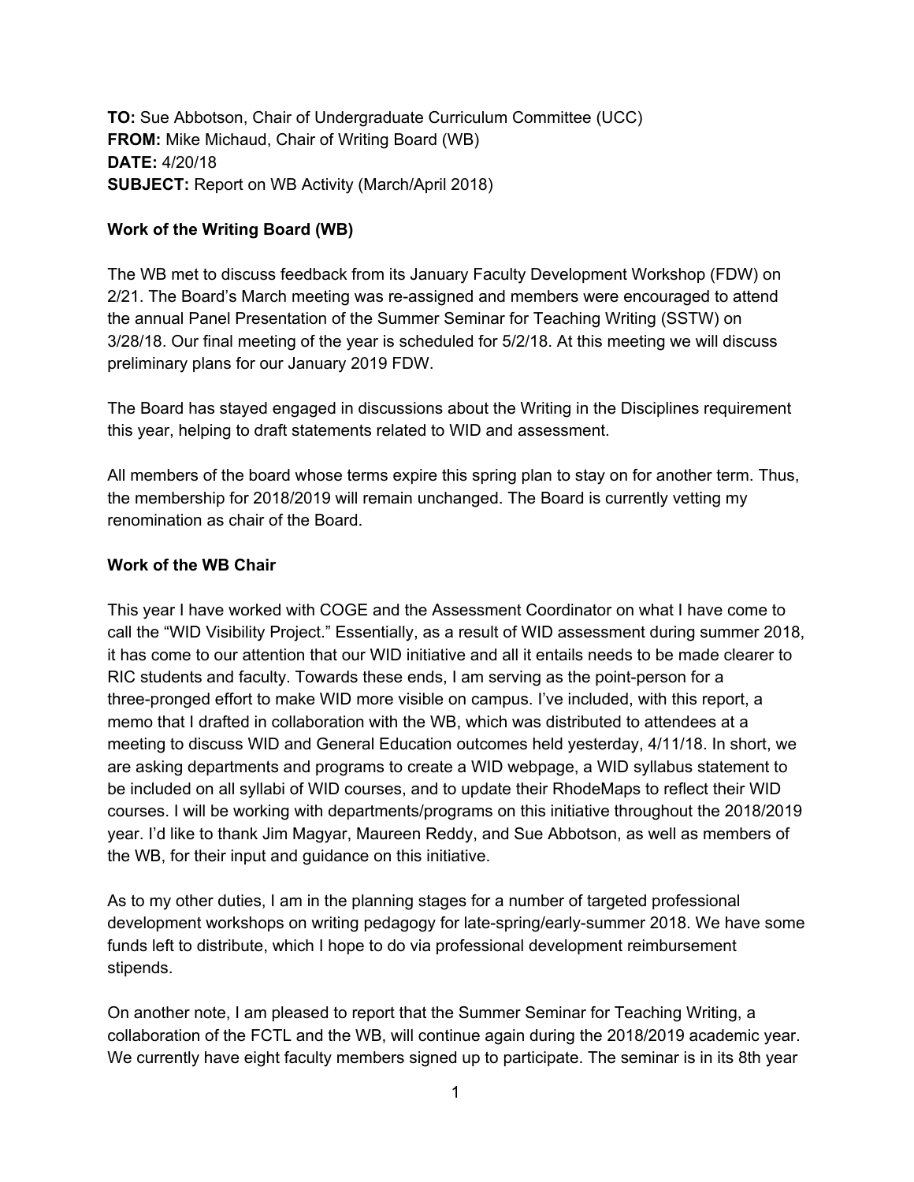**TO:** Sue Abbotson, Chair of Undergraduate Curriculum Committee (UCC)
**FROM:** Mike Michaud, Chair of Writing Board (WB)
**DATE:** 4/20/18
**SUBJECT:** Report on WB Activity (March/April 2018)

**Work of the Writing Board (WB)**

The WB met to discuss feedback from its January Faculty Development Workshop (FDW) on 2/21. The Board's March meeting was re-assigned and members were encouraged to attend the annual Panel Presentation of the Summer Seminar for Teaching Writing (SSTW) on 3/28/18. Our final meeting of the year is scheduled for 5/2/18. At this meeting we will discuss preliminary plans for our January 2019 FDW.

The Board has stayed engaged in discussions about the Writing in the Disciplines requirement this year, helping to draft statements related to WID and assessment.

All members of the board whose terms expire this spring plan to stay on for another term. Thus, the membership for 2018/2019 will remain unchanged. The Board is currently vetting my renomination as chair of the Board.

**Work of the WB Chair**

This year I have worked with COGE and the Assessment Coordinator on what I have come to call the "WID Visibility Project." Essentially, as a result of WID assessment during summer 2018, it has come to our attention that our WID initiative and all it entails needs to be made clearer to RIC students and faculty. Towards these ends, I am serving as the point-person for a three-pronged effort to make WID more visible on campus. I've included, with this report, a memo that I drafted in collaboration with the WB, which was distributed to attendees at a meeting to discuss WID and General Education outcomes held yesterday, 4/11/18. In short, we are asking departments and programs to create a WID webpage, a WID syllabus statement to be included on all syllabi of WID courses, and to update their RhodeMaps to reflect their WID courses. I will be working with departments/programs on this initiative throughout the 2018/2019 year. I'd like to thank Jim Magyar, Maureen Reddy, and Sue Abbotson, as well as members of the WB, for their input and guidance on this initiative.

As to my other duties, I am in the planning stages for a number of targeted professional development workshops on writing pedagogy for late-spring/early-summer 2018. We have some funds left to distribute, which I hope to do via professional development reimbursement stipends.

On another note, I am pleased to report that the Summer Seminar for Teaching Writing, a collaboration of the FCTL and the WB, will continue again during the 2018/2019 academic year. We currently have eight faculty members signed up to participate. The seminar is in its 8th year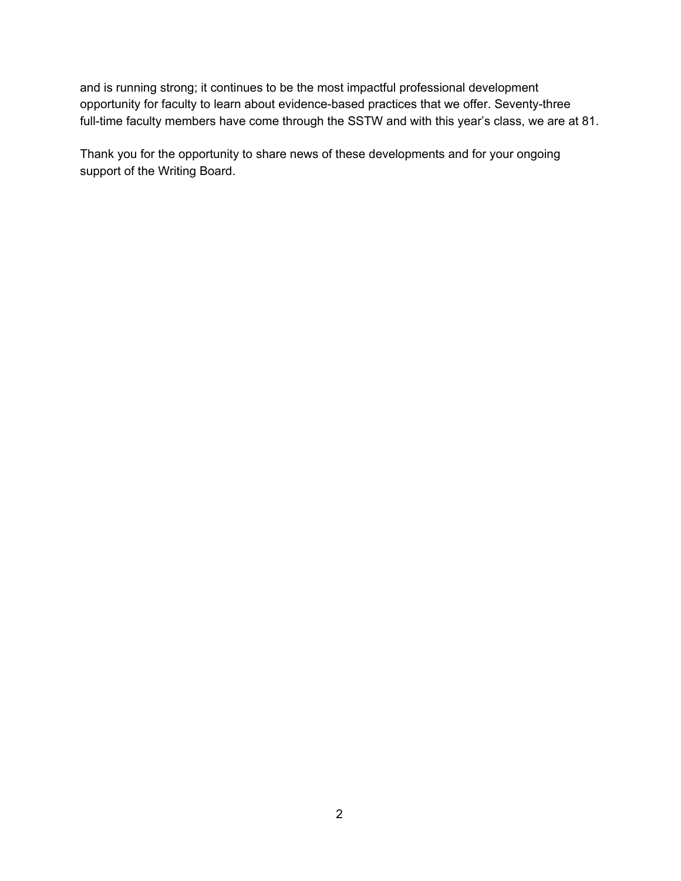and is running strong; it continues to be the most impactful professional development opportunity for faculty to learn about evidence-based practices that we offer. Seventy-three full-time faculty members have come through the SSTW and with this year's class, we are at 81.

Thank you for the opportunity to share news of these developments and for your ongoing support of the Writing Board.